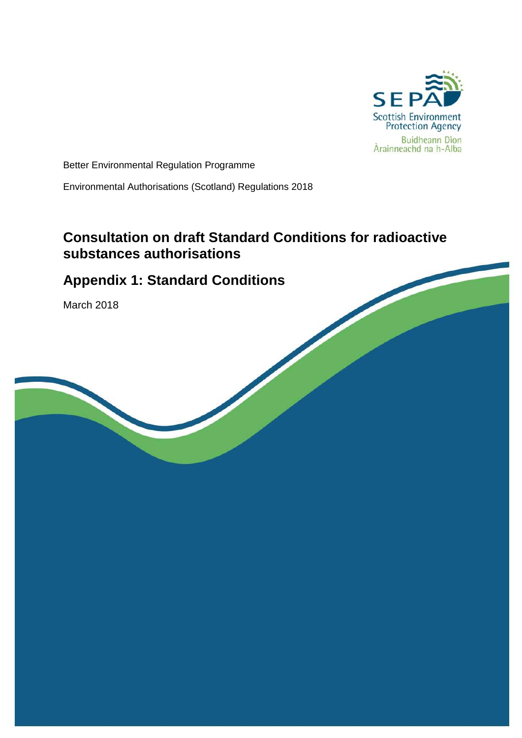SEPA

Scottish Environment Protection Agency

Buidheann Dìon Àrainneachd na h-Alba

Better Environmental Regulation Programme

Environmental Authorisations (Scotland) Regulations 2018

# Consultation on draft Standard Conditions for radioactive substances authorisations

## Appendix 1: Standard Conditions

March 2018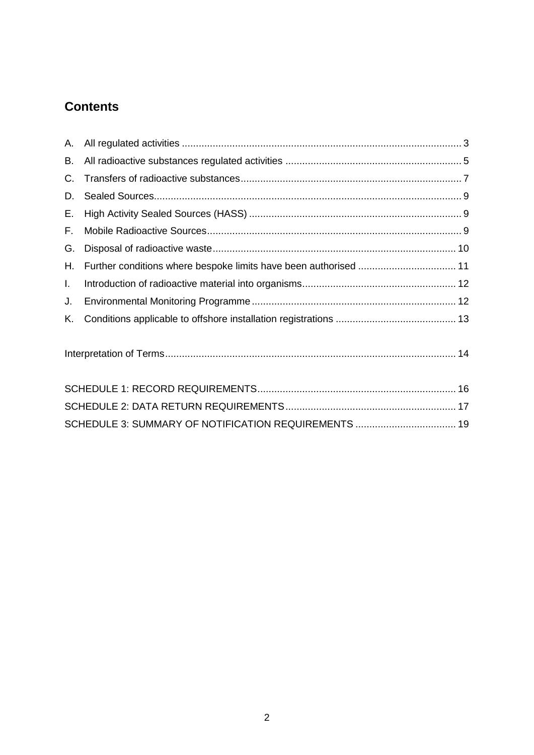## Contents

A. All regulated activities ........................................................................................... 3
B. All radioactive substances regulated activities ........................................................ 5
C. Transfers of radioactive substances........................................................................ 7
D. Sealed Sources....................................................................................................... 9
E. High Activity Sealed Sources (HASS) ..................................................................... 9
F. Mobile Radioactive Sources.................................................................................... 9
G. Disposal of radioactive waste................................................................................. 10
H. Further conditions where bespoke limits have been authorised ............................ 11
I. Introduction of radioactive material into organisms................................................. 12
J. Environmental Monitoring Programme ................................................................... 12
K. Conditions applicable to offshore installation registrations ..................................... 13

Interpretation of Terms............................................................................................... 14

SCHEDULE 1: RECORD REQUIREMENTS................................................................ 16
SCHEDULE 2: DATA RETURN REQUIREMENTS...................................................... 17
SCHEDULE 3: SUMMARY OF NOTIFICATION REQUIREMENTS ............................ 19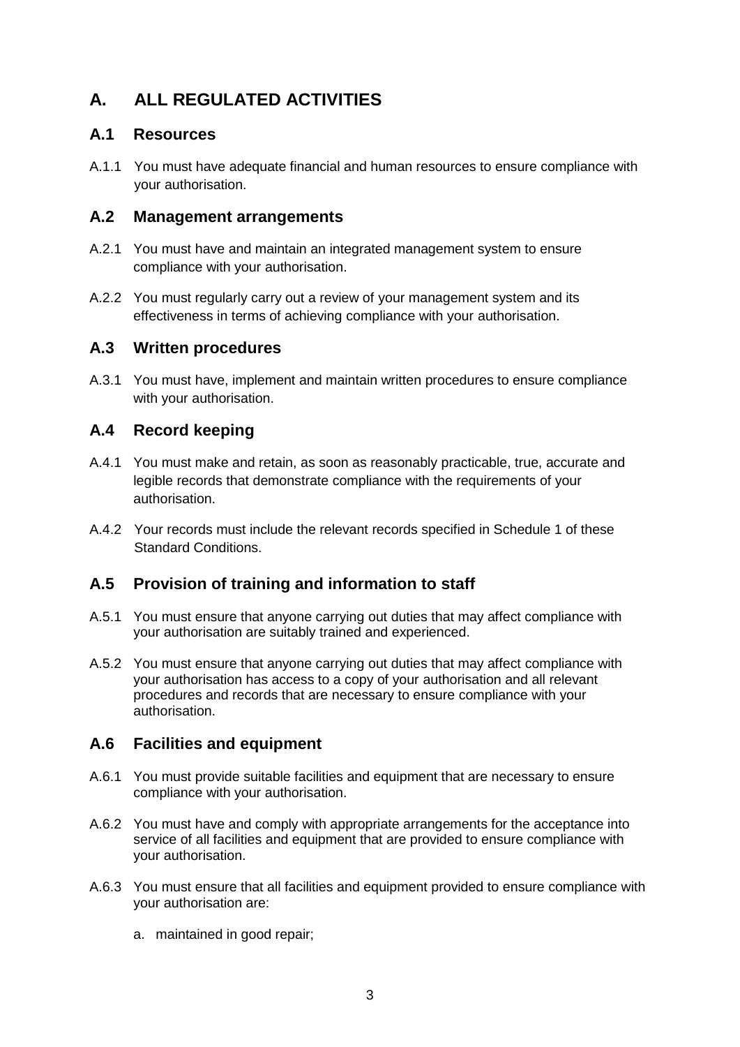# A. ALL REGULATED ACTIVITIES

## A.1 Resources

A.1.1 You must have adequate financial and human resources to ensure compliance with your authorisation.

## A.2 Management arrangements

A.2.1 You must have and maintain an integrated management system to ensure compliance with your authorisation.

A.2.2 You must regularly carry out a review of your management system and its effectiveness in terms of achieving compliance with your authorisation.

## A.3 Written procedures

A.3.1 You must have, implement and maintain written procedures to ensure compliance with your authorisation.

## A.4 Record keeping

A.4.1 You must make and retain, as soon as reasonably practicable, true, accurate and legible records that demonstrate compliance with the requirements of your authorisation.

A.4.2 Your records must include the relevant records specified in Schedule 1 of these Standard Conditions.

## A.5 Provision of training and information to staff

A.5.1 You must ensure that anyone carrying out duties that may affect compliance with your authorisation are suitably trained and experienced.

A.5.2 You must ensure that anyone carrying out duties that may affect compliance with your authorisation has access to a copy of your authorisation and all relevant procedures and records that are necessary to ensure compliance with your authorisation.

## A.6 Facilities and equipment

A.6.1 You must provide suitable facilities and equipment that are necessary to ensure compliance with your authorisation.

A.6.2 You must have and comply with appropriate arrangements for the acceptance into service of all facilities and equipment that are provided to ensure compliance with your authorisation.

A.6.3 You must ensure that all facilities and equipment provided to ensure compliance with your authorisation are:

a. maintained in good repair;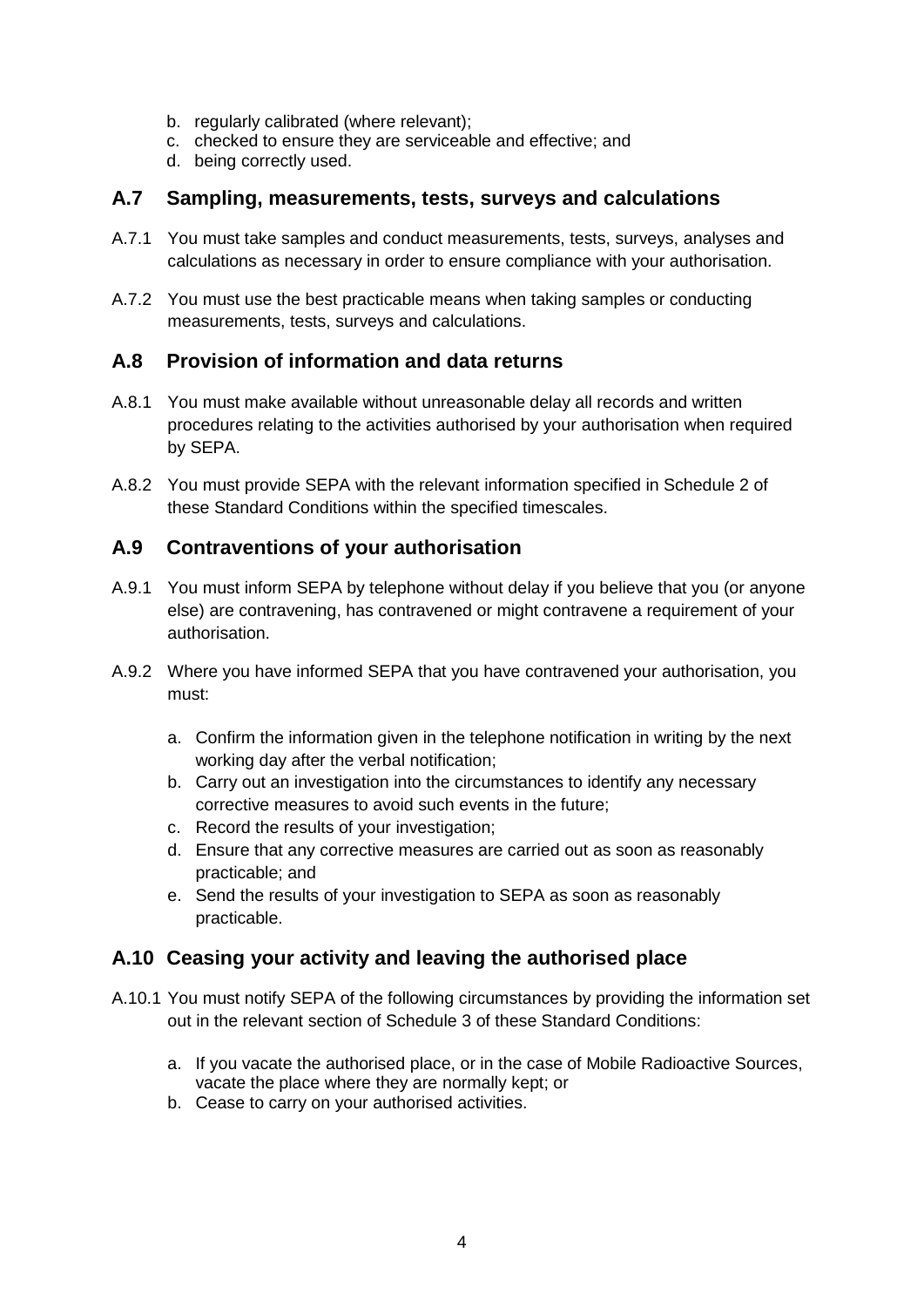b. regularly calibrated (where relevant);
c. checked to ensure they are serviceable and effective; and
d. being correctly used.

## A.7 Sampling, measurements, tests, surveys and calculations

A.7.1 You must take samples and conduct measurements, tests, surveys, analyses and calculations as necessary in order to ensure compliance with your authorisation.

A.7.2 You must use the best practicable means when taking samples or conducting measurements, tests, surveys and calculations.

## A.8 Provision of information and data returns

A.8.1 You must make available without unreasonable delay all records and written procedures relating to the activities authorised by your authorisation when required by SEPA.

A.8.2 You must provide SEPA with the relevant information specified in Schedule 2 of these Standard Conditions within the specified timescales.

## A.9 Contraventions of your authorisation

A.9.1 You must inform SEPA by telephone without delay if you believe that you (or anyone else) are contravening, has contravened or might contravene a requirement of your authorisation.

A.9.2 Where you have informed SEPA that you have contravened your authorisation, you must:

a. Confirm the information given in the telephone notification in writing by the next working day after the verbal notification;
b. Carry out an investigation into the circumstances to identify any necessary corrective measures to avoid such events in the future;
c. Record the results of your investigation;
d. Ensure that any corrective measures are carried out as soon as reasonably practicable; and
e. Send the results of your investigation to SEPA as soon as reasonably practicable.

## A.10 Ceasing your activity and leaving the authorised place

A.10.1 You must notify SEPA of the following circumstances by providing the information set out in the relevant section of Schedule 3 of these Standard Conditions:

a. If you vacate the authorised place, or in the case of Mobile Radioactive Sources, vacate the place where they are normally kept; or
b. Cease to carry on your authorised activities.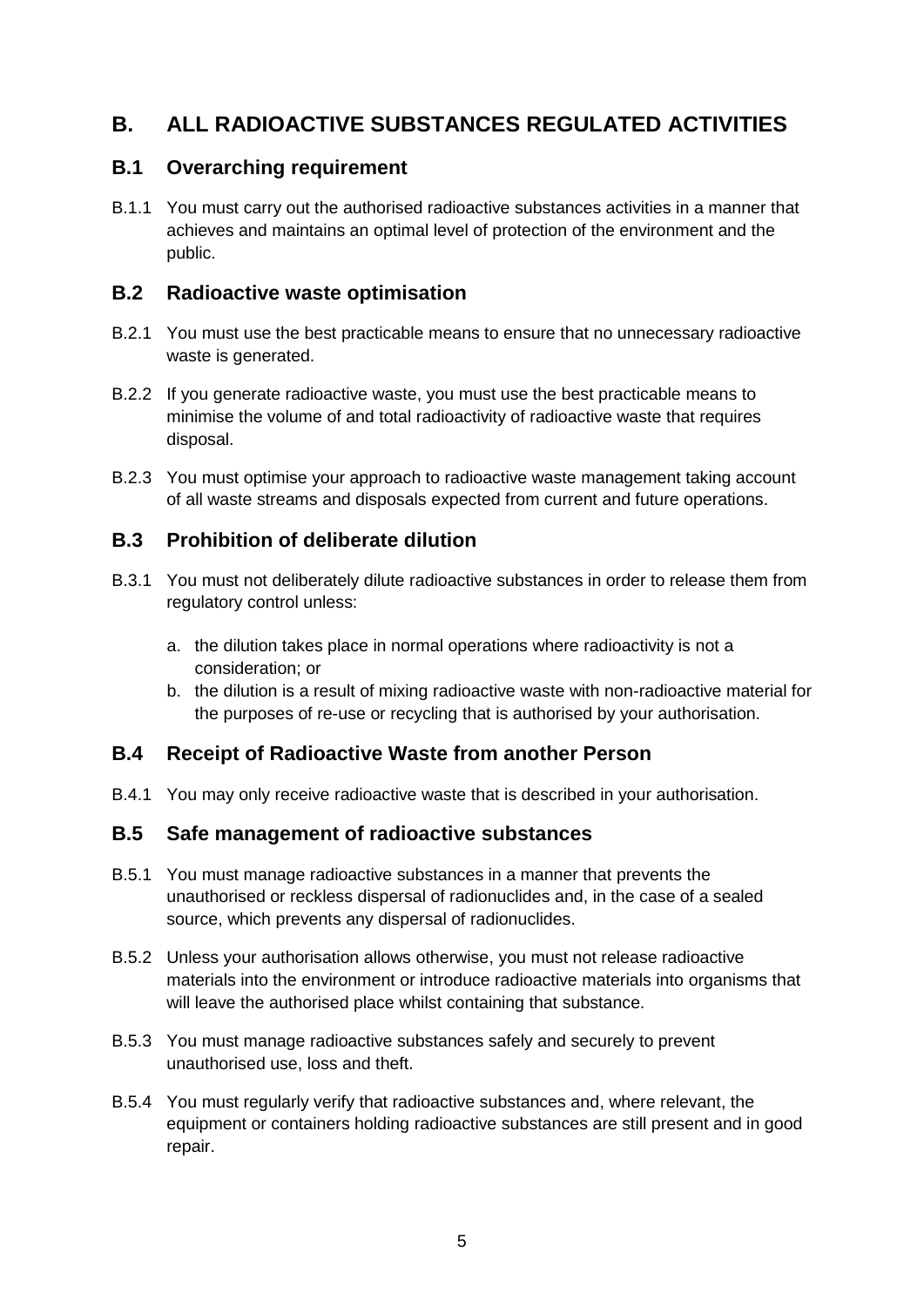## B. ALL RADIOACTIVE SUBSTANCES REGULATED ACTIVITIES

### B.1 Overarching requirement

B.1.1 You must carry out the authorised radioactive substances activities in a manner that achieves and maintains an optimal level of protection of the environment and the public.

### B.2 Radioactive waste optimisation

B.2.1 You must use the best practicable means to ensure that no unnecessary radioactive waste is generated.

B.2.2 If you generate radioactive waste, you must use the best practicable means to minimise the volume of and total radioactivity of radioactive waste that requires disposal.

B.2.3 You must optimise your approach to radioactive waste management taking account of all waste streams and disposals expected from current and future operations.

### B.3 Prohibition of deliberate dilution

B.3.1 You must not deliberately dilute radioactive substances in order to release them from regulatory control unless:

a. the dilution takes place in normal operations where radioactivity is not a consideration; or
b. the dilution is a result of mixing radioactive waste with non-radioactive material for the purposes of re-use or recycling that is authorised by your authorisation.

### B.4 Receipt of Radioactive Waste from another Person

B.4.1 You may only receive radioactive waste that is described in your authorisation.

### B.5 Safe management of radioactive substances

B.5.1 You must manage radioactive substances in a manner that prevents the unauthorised or reckless dispersal of radionuclides and, in the case of a sealed source, which prevents any dispersal of radionuclides.

B.5.2 Unless your authorisation allows otherwise, you must not release radioactive materials into the environment or introduce radioactive materials into organisms that will leave the authorised place whilst containing that substance.

B.5.3 You must manage radioactive substances safely and securely to prevent unauthorised use, loss and theft.

B.5.4 You must regularly verify that radioactive substances and, where relevant, the equipment or containers holding radioactive substances are still present and in good repair.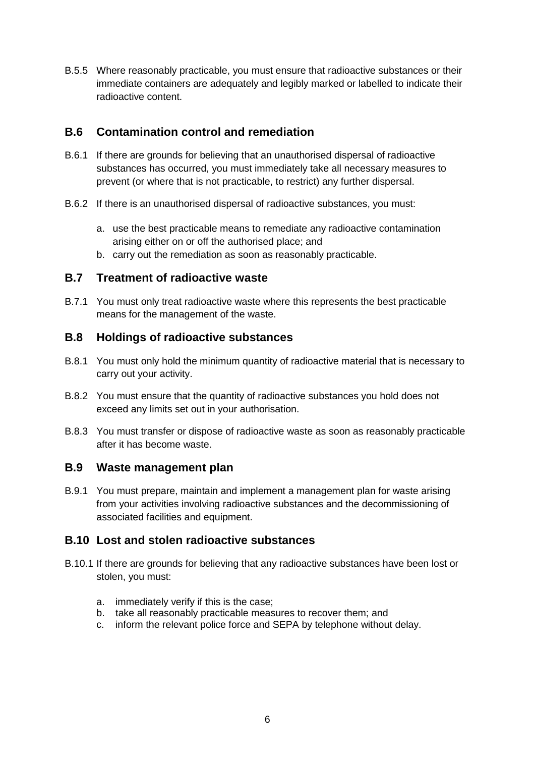B.5.5 Where reasonably practicable, you must ensure that radioactive substances or their immediate containers are adequately and legibly marked or labelled to indicate their radioactive content.

## B.6 Contamination control and remediation

B.6.1 If there are grounds for believing that an unauthorised dispersal of radioactive substances has occurred, you must immediately take all necessary measures to prevent (or where that is not practicable, to restrict) any further dispersal.

B.6.2 If there is an unauthorised dispersal of radioactive substances, you must:

a. use the best practicable means to remediate any radioactive contamination arising either on or off the authorised place; and
b. carry out the remediation as soon as reasonably practicable.

## B.7 Treatment of radioactive waste

B.7.1 You must only treat radioactive waste where this represents the best practicable means for the management of the waste.

## B.8 Holdings of radioactive substances

B.8.1 You must only hold the minimum quantity of radioactive material that is necessary to carry out your activity.

B.8.2 You must ensure that the quantity of radioactive substances you hold does not exceed any limits set out in your authorisation.

B.8.3 You must transfer or dispose of radioactive waste as soon as reasonably practicable after it has become waste.

## B.9 Waste management plan

B.9.1 You must prepare, maintain and implement a management plan for waste arising from your activities involving radioactive substances and the decommissioning of associated facilities and equipment.

## B.10 Lost and stolen radioactive substances

B.10.1 If there are grounds for believing that any radioactive substances have been lost or stolen, you must:

a. immediately verify if this is the case;
b. take all reasonably practicable measures to recover them; and
c. inform the relevant police force and SEPA by telephone without delay.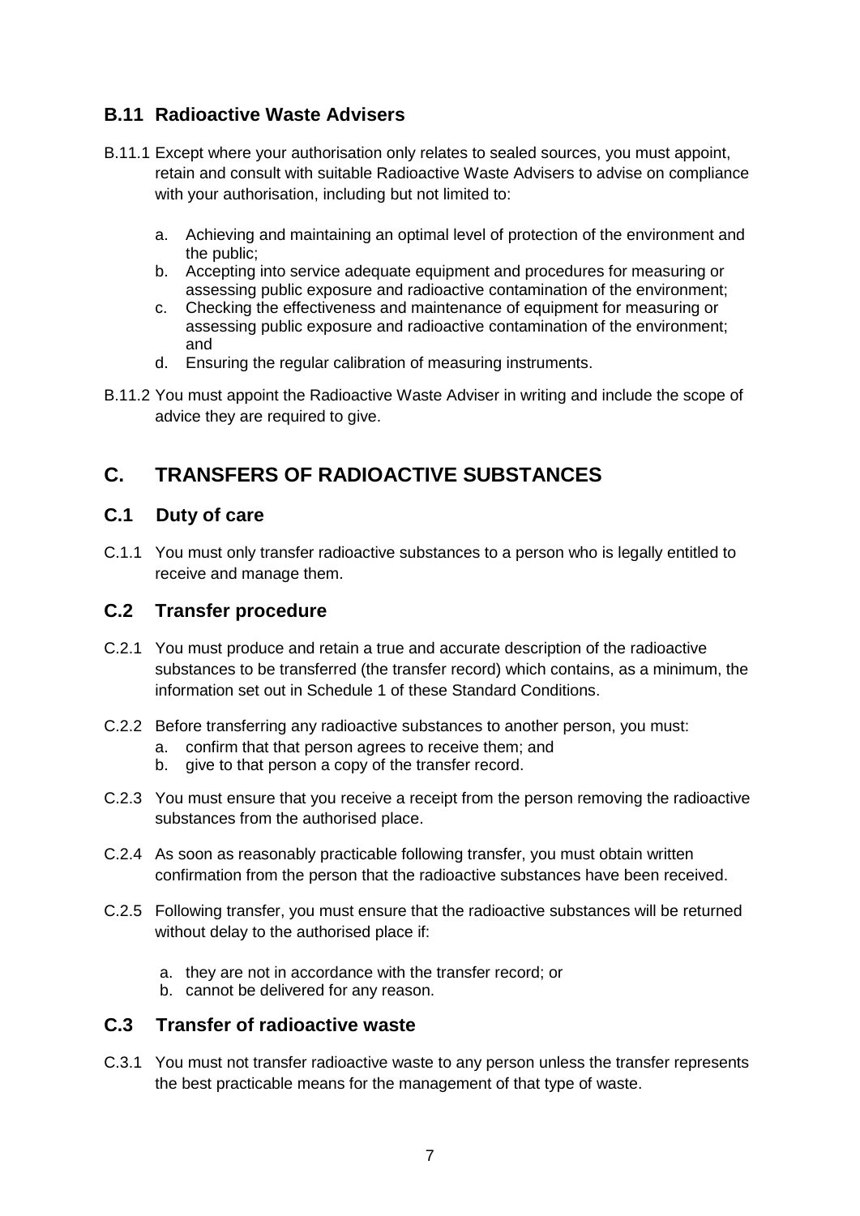### B.11 Radioactive Waste Advisers

B.11.1 Except where your authorisation only relates to sealed sources, you must appoint, retain and consult with suitable Radioactive Waste Advisers to advise on compliance with your authorisation, including but not limited to:

a. Achieving and maintaining an optimal level of protection of the environment and the public;
b. Accepting into service adequate equipment and procedures for measuring or assessing public exposure and radioactive contamination of the environment;
c. Checking the effectiveness and maintenance of equipment for measuring or assessing public exposure and radioactive contamination of the environment; and
d. Ensuring the regular calibration of measuring instruments.

B.11.2 You must appoint the Radioactive Waste Adviser in writing and include the scope of advice they are required to give.

## C. TRANSFERS OF RADIOACTIVE SUBSTANCES

### C.1 Duty of care

C.1.1 You must only transfer radioactive substances to a person who is legally entitled to receive and manage them.

### C.2 Transfer procedure

C.2.1 You must produce and retain a true and accurate description of the radioactive substances to be transferred (the transfer record) which contains, as a minimum, the information set out in Schedule 1 of these Standard Conditions.

C.2.2 Before transferring any radioactive substances to another person, you must:

a. confirm that that person agrees to receive them; and
b. give to that person a copy of the transfer record.

C.2.3 You must ensure that you receive a receipt from the person removing the radioactive substances from the authorised place.

C.2.4 As soon as reasonably practicable following transfer, you must obtain written confirmation from the person that the radioactive substances have been received.

C.2.5 Following transfer, you must ensure that the radioactive substances will be returned without delay to the authorised place if:

a. they are not in accordance with the transfer record; or
b. cannot be delivered for any reason.

### C.3 Transfer of radioactive waste

C.3.1 You must not transfer radioactive waste to any person unless the transfer represents the best practicable means for the management of that type of waste.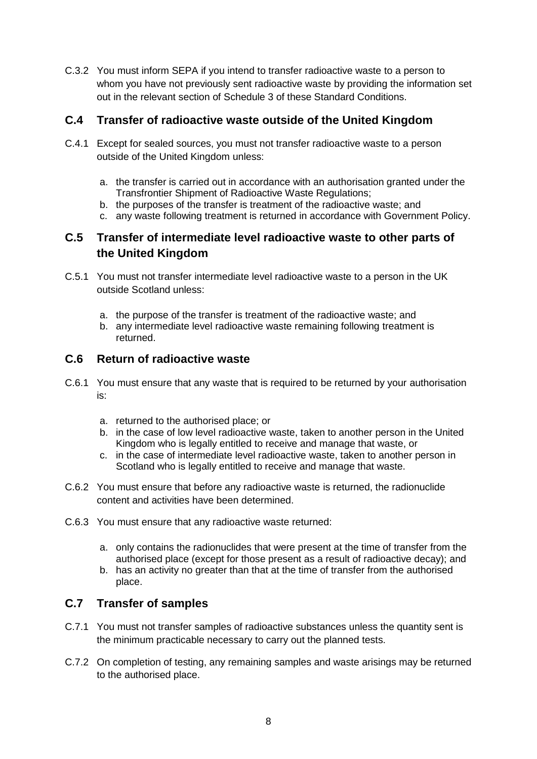C.3.2 You must inform SEPA if you intend to transfer radioactive waste to a person to whom you have not previously sent radioactive waste by providing the information set out in the relevant section of Schedule 3 of these Standard Conditions.

## C.4 Transfer of radioactive waste outside of the United Kingdom

C.4.1 Except for sealed sources, you must not transfer radioactive waste to a person outside of the United Kingdom unless:

a. the transfer is carried out in accordance with an authorisation granted under the Transfrontier Shipment of Radioactive Waste Regulations;
b. the purposes of the transfer is treatment of the radioactive waste; and
c. any waste following treatment is returned in accordance with Government Policy.

## C.5 Transfer of intermediate level radioactive waste to other parts of the United Kingdom

C.5.1 You must not transfer intermediate level radioactive waste to a person in the UK outside Scotland unless:

a. the purpose of the transfer is treatment of the radioactive waste; and
b. any intermediate level radioactive waste remaining following treatment is returned.

## C.6 Return of radioactive waste

C.6.1 You must ensure that any waste that is required to be returned by your authorisation is:

a. returned to the authorised place; or
b. in the case of low level radioactive waste, taken to another person in the United Kingdom who is legally entitled to receive and manage that waste, or
c. in the case of intermediate level radioactive waste, taken to another person in Scotland who is legally entitled to receive and manage that waste.

C.6.2 You must ensure that before any radioactive waste is returned, the radionuclide content and activities have been determined.

C.6.3 You must ensure that any radioactive waste returned:

a. only contains the radionuclides that were present at the time of transfer from the authorised place (except for those present as a result of radioactive decay); and
b. has an activity no greater than that at the time of transfer from the authorised place.

## C.7 Transfer of samples

C.7.1 You must not transfer samples of radioactive substances unless the quantity sent is the minimum practicable necessary to carry out the planned tests.

C.7.2 On completion of testing, any remaining samples and waste arisings may be returned to the authorised place.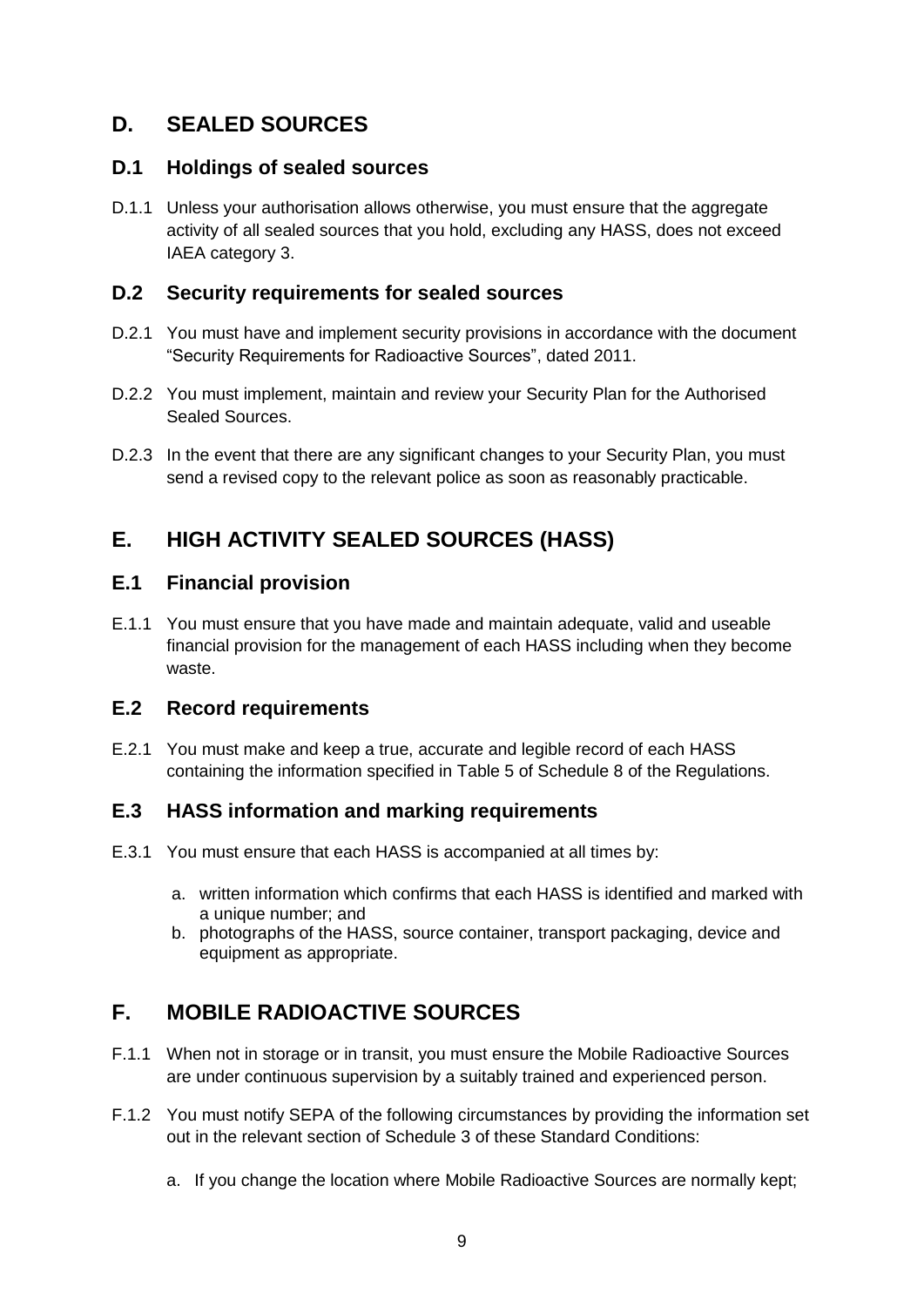## D. SEALED SOURCES

### D.1 Holdings of sealed sources

D.1.1 Unless your authorisation allows otherwise, you must ensure that the aggregate activity of all sealed sources that you hold, excluding any HASS, does not exceed IAEA category 3.

### D.2 Security requirements for sealed sources

D.2.1 You must have and implement security provisions in accordance with the document "Security Requirements for Radioactive Sources", dated 2011.

D.2.2 You must implement, maintain and review your Security Plan for the Authorised Sealed Sources.

D.2.3 In the event that there are any significant changes to your Security Plan, you must send a revised copy to the relevant police as soon as reasonably practicable.

## E. HIGH ACTIVITY SEALED SOURCES (HASS)

### E.1 Financial provision

E.1.1 You must ensure that you have made and maintain adequate, valid and useable financial provision for the management of each HASS including when they become waste.

### E.2 Record requirements

E.2.1 You must make and keep a true, accurate and legible record of each HASS containing the information specified in Table 5 of Schedule 8 of the Regulations.

### E.3 HASS information and marking requirements

E.3.1 You must ensure that each HASS is accompanied at all times by:

a. written information which confirms that each HASS is identified and marked with a unique number; and
b. photographs of the HASS, source container, transport packaging, device and equipment as appropriate.

## F. MOBILE RADIOACTIVE SOURCES

F.1.1 When not in storage or in transit, you must ensure the Mobile Radioactive Sources are under continuous supervision by a suitably trained and experienced person.

F.1.2 You must notify SEPA of the following circumstances by providing the information set out in the relevant section of Schedule 3 of these Standard Conditions:

a. If you change the location where Mobile Radioactive Sources are normally kept;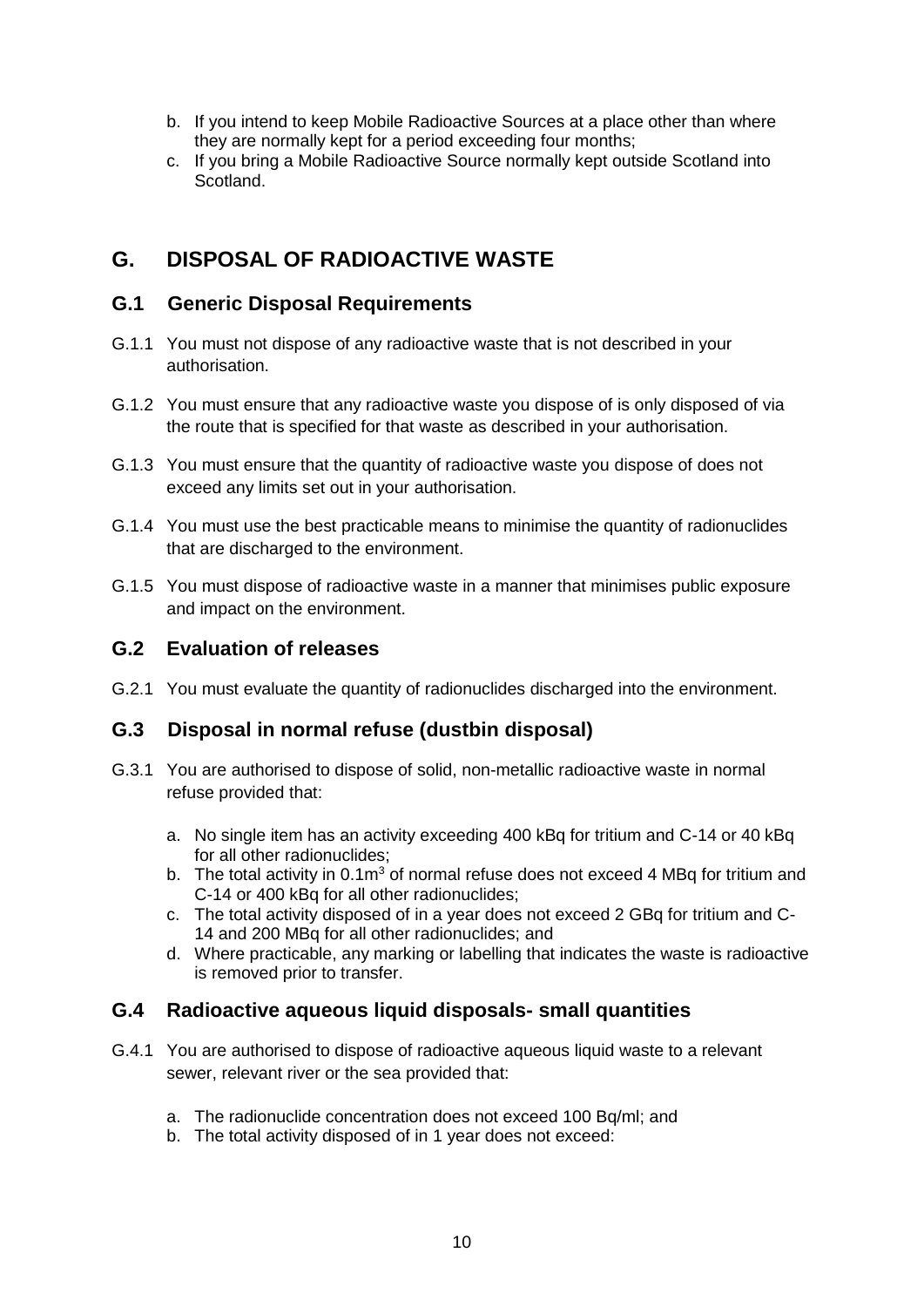b. If you intend to keep Mobile Radioactive Sources at a place other than where they are normally kept for a period exceeding four months;
c. If you bring a Mobile Radioactive Source normally kept outside Scotland into Scotland.

# G. DISPOSAL OF RADIOACTIVE WASTE

## G.1 Generic Disposal Requirements

G.1.1 You must not dispose of any radioactive waste that is not described in your authorisation.

G.1.2 You must ensure that any radioactive waste you dispose of is only disposed of via the route that is specified for that waste as described in your authorisation.

G.1.3 You must ensure that the quantity of radioactive waste you dispose of does not exceed any limits set out in your authorisation.

G.1.4 You must use the best practicable means to minimise the quantity of radionuclides that are discharged to the environment.

G.1.5 You must dispose of radioactive waste in a manner that minimises public exposure and impact on the environment.

## G.2 Evaluation of releases

G.2.1 You must evaluate the quantity of radionuclides discharged into the environment.

## G.3 Disposal in normal refuse (dustbin disposal)

G.3.1 You are authorised to dispose of solid, non-metallic radioactive waste in normal refuse provided that:

a. No single item has an activity exceeding 400 kBq for tritium and C-14 or 40 kBq for all other radionuclides;
b. The total activity in $0.1m^3$ of normal refuse does not exceed 4 MBq for tritium and C-14 or 400 kBq for all other radionuclides;
c. The total activity disposed of in a year does not exceed 2 GBq for tritium and C-14 and 200 MBq for all other radionuclides; and
d. Where practicable, any marking or labelling that indicates the waste is radioactive is removed prior to transfer.

## G.4 Radioactive aqueous liquid disposals- small quantities

G.4.1 You are authorised to dispose of radioactive aqueous liquid waste to a relevant sewer, relevant river or the sea provided that:

a. The radionuclide concentration does not exceed 100 Bq/ml; and
b. The total activity disposed of in 1 year does not exceed: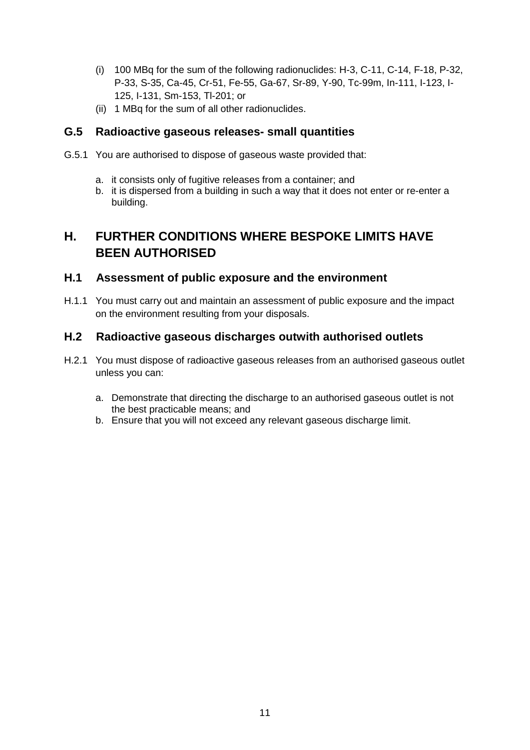(i) 100 MBq for the sum of the following radionuclides: H-3, C-11, C-14, F-18, P-32, P-33, S-35, Ca-45, Cr-51, Fe-55, Ga-67, Sr-89, Y-90, Tc-99m, In-111, I-123, I-125, I-131, Sm-153, Tl-201; or

(ii) 1 MBq for the sum of all other radionuclides.

### G.5 Radioactive gaseous releases- small quantities

G.5.1 You are authorised to dispose of gaseous waste provided that:

a. it consists only of fugitive releases from a container; and
b. it is dispersed from a building in such a way that it does not enter or re-enter a building.

## H. FURTHER CONDITIONS WHERE BESPOKE LIMITS HAVE BEEN AUTHORISED

### H.1 Assessment of public exposure and the environment

H.1.1 You must carry out and maintain an assessment of public exposure and the impact on the environment resulting from your disposals.

### H.2 Radioactive gaseous discharges outwith authorised outlets

H.2.1 You must dispose of radioactive gaseous releases from an authorised gaseous outlet unless you can:

a. Demonstrate that directing the discharge to an authorised gaseous outlet is not the best practicable means; and
b. Ensure that you will not exceed any relevant gaseous discharge limit.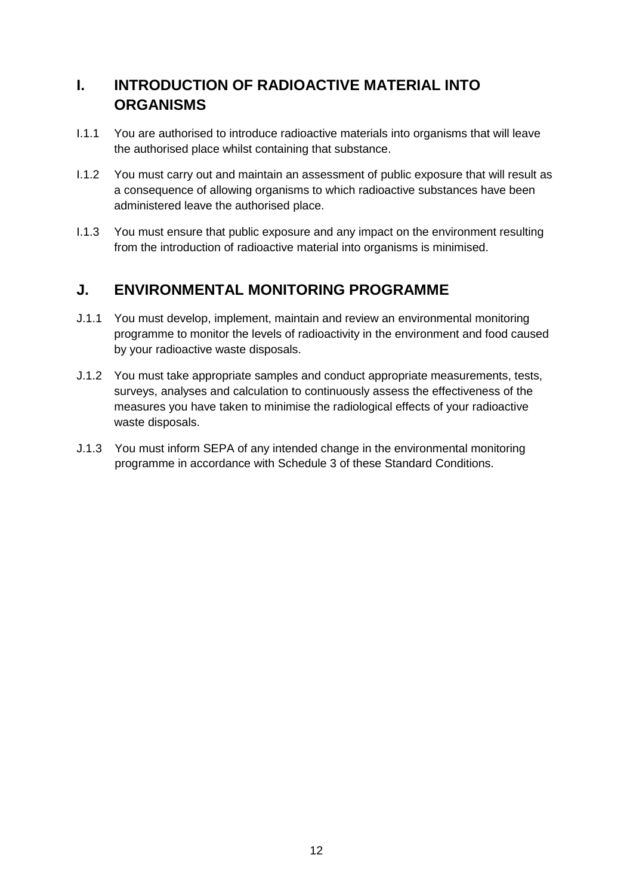## I. INTRODUCTION OF RADIOACTIVE MATERIAL INTO ORGANISMS

I.1.1 You are authorised to introduce radioactive materials into organisms that will leave the authorised place whilst containing that substance.

I.1.2 You must carry out and maintain an assessment of public exposure that will result as a consequence of allowing organisms to which radioactive substances have been administered leave the authorised place.

I.1.3 You must ensure that public exposure and any impact on the environment resulting from the introduction of radioactive material into organisms is minimised.

## J. ENVIRONMENTAL MONITORING PROGRAMME

J.1.1 You must develop, implement, maintain and review an environmental monitoring programme to monitor the levels of radioactivity in the environment and food caused by your radioactive waste disposals.

J.1.2 You must take appropriate samples and conduct appropriate measurements, tests, surveys, analyses and calculation to continuously assess the effectiveness of the measures you have taken to minimise the radiological effects of your radioactive waste disposals.

J.1.3 You must inform SEPA of any intended change in the environmental monitoring programme in accordance with Schedule 3 of these Standard Conditions.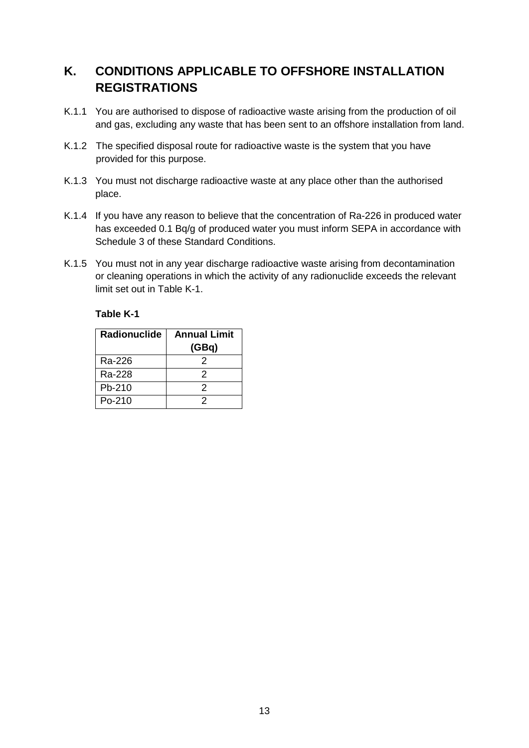## K. CONDITIONS APPLICABLE TO OFFSHORE INSTALLATION REGISTRATIONS

K.1.1 You are authorised to dispose of radioactive waste arising from the production of oil and gas, excluding any waste that has been sent to an offshore installation from land.

K.1.2 The specified disposal route for radioactive waste is the system that you have provided for this purpose.

K.1.3 You must not discharge radioactive waste at any place other than the authorised place.

K.1.4 If you have any reason to believe that the concentration of Ra-226 in produced water has exceeded 0.1 Bq/g of produced water you must inform SEPA in accordance with Schedule 3 of these Standard Conditions.

K.1.5 You must not in any year discharge radioactive waste arising from decontamination or cleaning operations in which the activity of any radionuclide exceeds the relevant limit set out in Table K-1.

**Table K-1**

| Radionuclide | Annual Limit (GBq) |
|---|---|
| Ra-226 | 2 |
| Ra-228 | 2 |
| Pb-210 | 2 |
| Po-210 | 2 |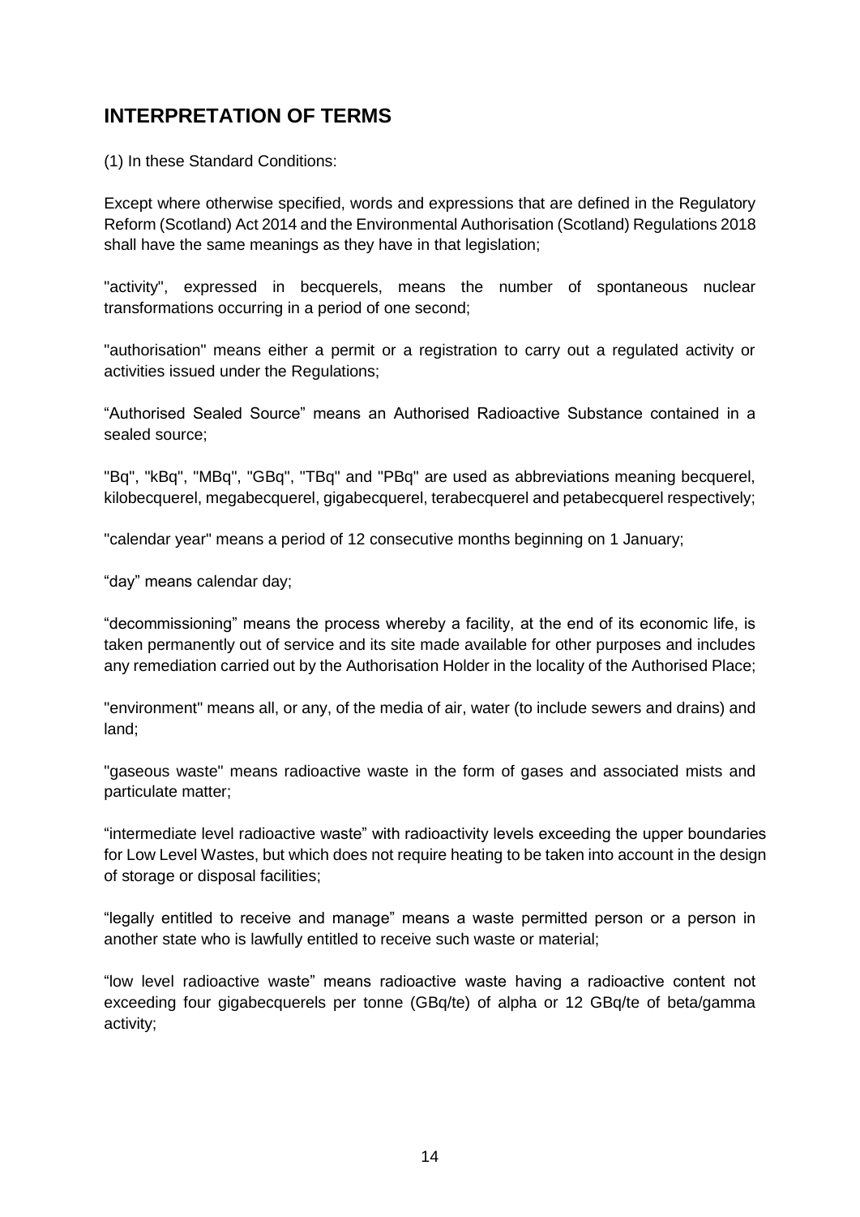## INTERPRETATION OF TERMS

(1) In these Standard Conditions:

Except where otherwise specified, words and expressions that are defined in the Regulatory Reform (Scotland) Act 2014 and the Environmental Authorisation (Scotland) Regulations 2018 shall have the same meanings as they have in that legislation;

"activity", expressed in becquerels, means the number of spontaneous nuclear transformations occurring in a period of one second;

"authorisation" means either a permit or a registration to carry out a regulated activity or activities issued under the Regulations;

"Authorised Sealed Source" means an Authorised Radioactive Substance contained in a sealed source;

"Bq", "kBq", "MBq", "GBq", "TBq" and "PBq" are used as abbreviations meaning becquerel, kilobecquerel, megabecquerel, gigabecquerel, terabecquerel and petabecquerel respectively;

"calendar year" means a period of 12 consecutive months beginning on 1 January;

"day" means calendar day;

"decommissioning" means the process whereby a facility, at the end of its economic life, is taken permanently out of service and its site made available for other purposes and includes any remediation carried out by the Authorisation Holder in the locality of the Authorised Place;

"environment" means all, or any, of the media of air, water (to include sewers and drains) and land;

"gaseous waste" means radioactive waste in the form of gases and associated mists and particulate matter;

"intermediate level radioactive waste" with radioactivity levels exceeding the upper boundaries for Low Level Wastes, but which does not require heating to be taken into account in the design of storage or disposal facilities;

"legally entitled to receive and manage" means a waste permitted person or a person in another state who is lawfully entitled to receive such waste or material;

"low level radioactive waste" means radioactive waste having a radioactive content not exceeding four gigabecquerels per tonne (GBq/te) of alpha or 12 GBq/te of beta/gamma activity;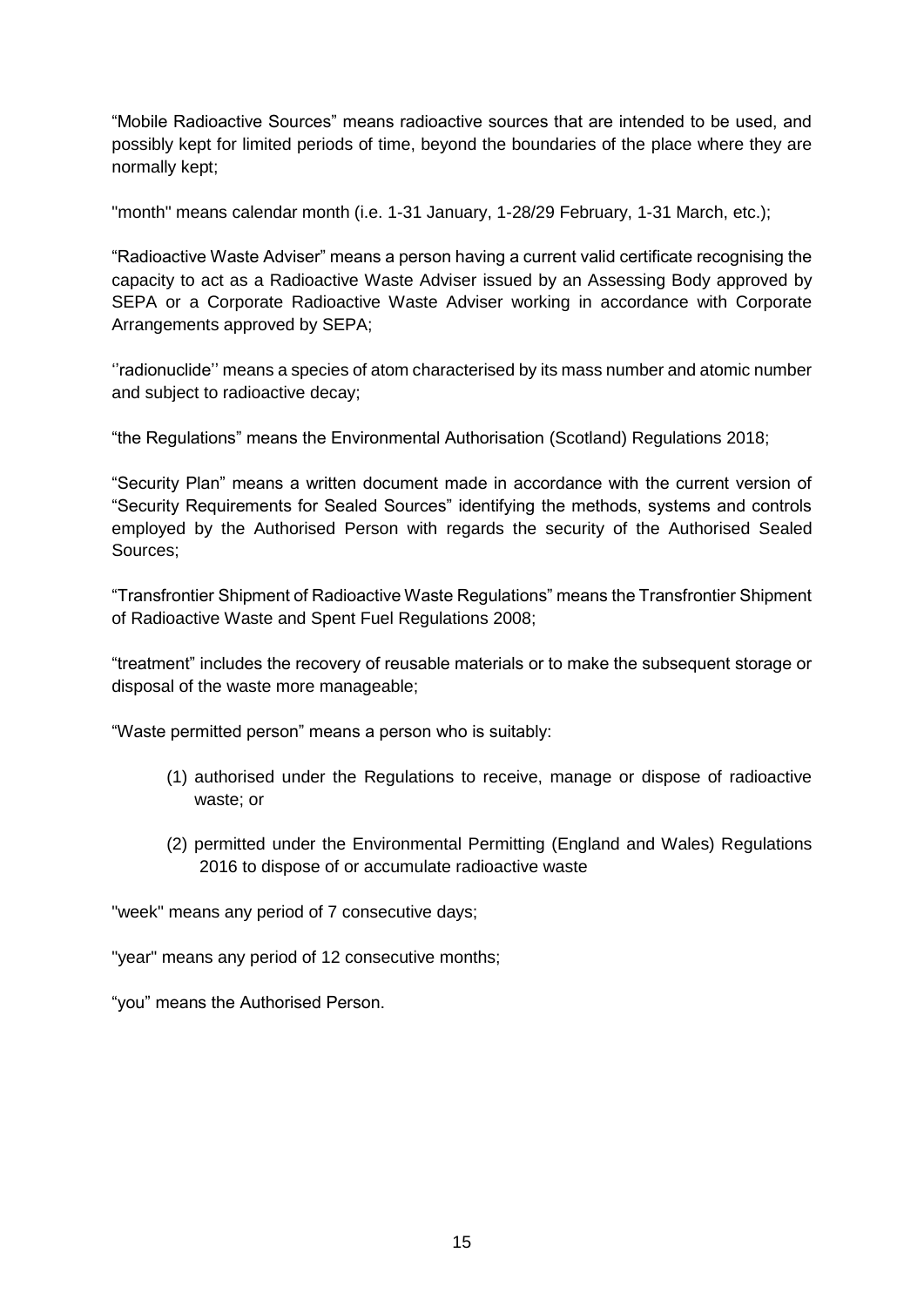“Mobile Radioactive Sources” means radioactive sources that are intended to be used, and possibly kept for limited periods of time, beyond the boundaries of the place where they are normally kept;

"month" means calendar month (i.e. 1-31 January, 1-28/29 February, 1-31 March, etc.);

“Radioactive Waste Adviser” means a person having a current valid certificate recognising the capacity to act as a Radioactive Waste Adviser issued by an Assessing Body approved by SEPA or a Corporate Radioactive Waste Adviser working in accordance with Corporate Arrangements approved by SEPA;

‘’radionuclide’’ means a species of atom characterised by its mass number and atomic number and subject to radioactive decay;

“the Regulations” means the Environmental Authorisation (Scotland) Regulations 2018;

“Security Plan” means a written document made in accordance with the current version of “Security Requirements for Sealed Sources” identifying the methods, systems and controls employed by the Authorised Person with regards the security of the Authorised Sealed Sources;

“Transfrontier Shipment of Radioactive Waste Regulations” means the Transfrontier Shipment of Radioactive Waste and Spent Fuel Regulations 2008;

“treatment” includes the recovery of reusable materials or to make the subsequent storage or disposal of the waste more manageable;

“Waste permitted person” means a person who is suitably:

(1) authorised under the Regulations to receive, manage or dispose of radioactive waste; or

(2) permitted under the Environmental Permitting (England and Wales) Regulations 2016 to dispose of or accumulate radioactive waste

"week" means any period of 7 consecutive days;

"year" means any period of 12 consecutive months;

“you” means the Authorised Person.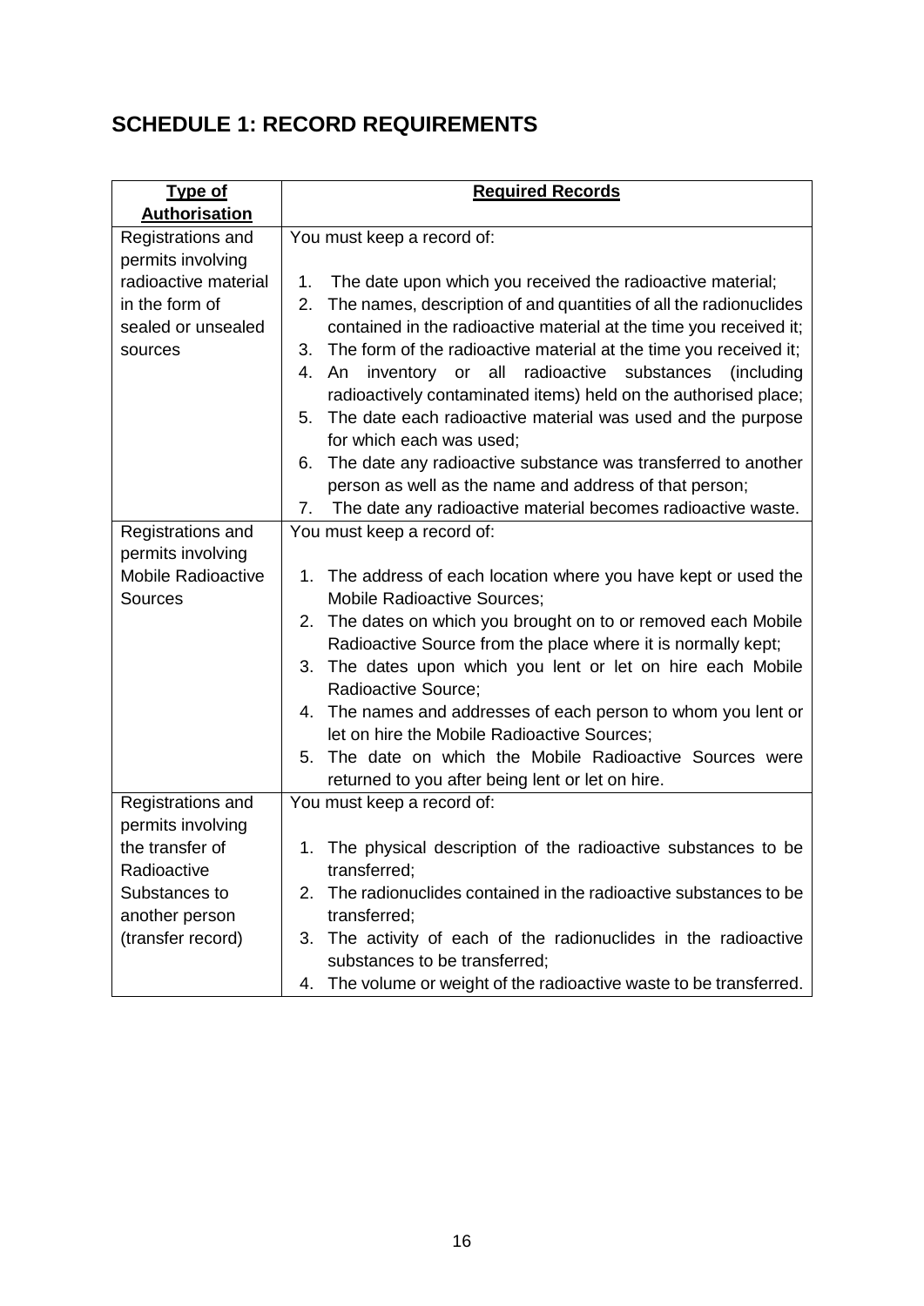## SCHEDULE 1: RECORD REQUIREMENTS

| Type of Authorisation | Required Records |
|---|---|
| Registrations and permits involving radioactive material in the form of sealed or unsealed sources | You must keep a record of:<br><br>1. The date upon which you received the radioactive material;<br>2. The names, description of and quantities of all the radionuclides contained in the radioactive material at the time you received it;<br>3. The form of the radioactive material at the time you received it;<br>4. An inventory or all radioactive substances (including radioactively contaminated items) held on the authorised place;<br>5. The date each radioactive material was used and the purpose for which each was used;<br>6. The date any radioactive substance was transferred to another person as well as the name and address of that person;<br>7. The date any radioactive material becomes radioactive waste. |
| Registrations and permits involving Mobile Radioactive Sources | You must keep a record of:<br><br>1. The address of each location where you have kept or used the Mobile Radioactive Sources;<br>2. The dates on which you brought on to or removed each Mobile Radioactive Source from the place where it is normally kept;<br>3. The dates upon which you lent or let on hire each Mobile Radioactive Source;<br>4. The names and addresses of each person to whom you lent or let on hire the Mobile Radioactive Sources;<br>5. The date on which the Mobile Radioactive Sources were returned to you after being lent or let on hire. |
| Registrations and permits involving the transfer of Radioactive Substances to another person (transfer record) | You must keep a record of:<br><br>1. The physical description of the radioactive substances to be transferred;<br>2. The radionuclides contained in the radioactive substances to be transferred;<br>3. The activity of each of the radionuclides in the radioactive substances to be transferred;<br>4. The volume or weight of the radioactive waste to be transferred. |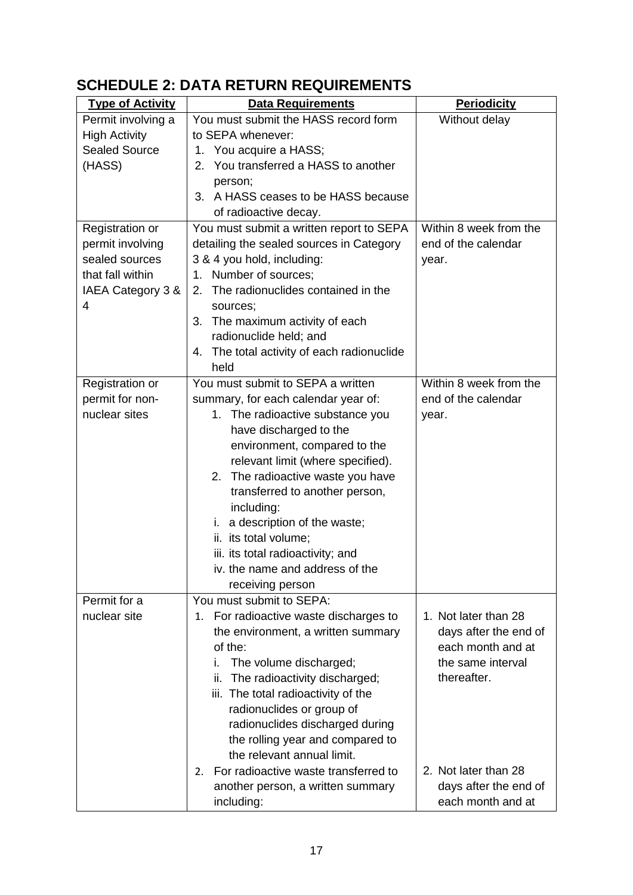# SCHEDULE 2: DATA RETURN REQUIREMENTS

| Type of Activity | Data Requirements | Periodicity |
|---|---|---|
| Permit involving a High Activity Sealed Source (HASS) | You must submit the HASS record form to SEPA whenever:<br>1. You acquire a HASS;<br>2. You transferred a HASS to another person;<br>3. A HASS ceases to be HASS because of radioactive decay. | Without delay |
| Registration or permit involving sealed sources that fall within IAEA Category 3 & 4 | You must submit a written report to SEPA detailing the sealed sources in Category 3 & 4 you hold, including:<br>1. Number of sources;<br>2. The radionuclides contained in the sources;<br>3. The maximum activity of each radionuclide held; and<br>4. The total activity of each radionuclide held | Within 8 week from the end of the calendar year. |
| Registration or permit for non-nuclear sites | You must submit to SEPA a written summary, for each calendar year of:<br>1. The radioactive substance you have discharged to the environment, compared to the relevant limit (where specified).<br>2. The radioactive waste you have transferred to another person, including:<br>i. a description of the waste;<br>ii. its total volume;<br>iii. its total radioactivity; and<br>iv. the name and address of the receiving person | Within 8 week from the end of the calendar year. |
| Permit for a nuclear site | You must submit to SEPA:<br>1. For radioactive waste discharges to the environment, a written summary of the:<br>i. The volume discharged;<br>ii. The radioactivity discharged;<br>iii. The total radioactivity of the radionuclides or group of radionuclides discharged during the rolling year and compared to the relevant annual limit.<br>2. For radioactive waste transferred to another person, a written summary including: | 1. Not later than 28 days after the end of each month and at the same interval thereafter.<br><br>2. Not later than 28 days after the end of each month and at |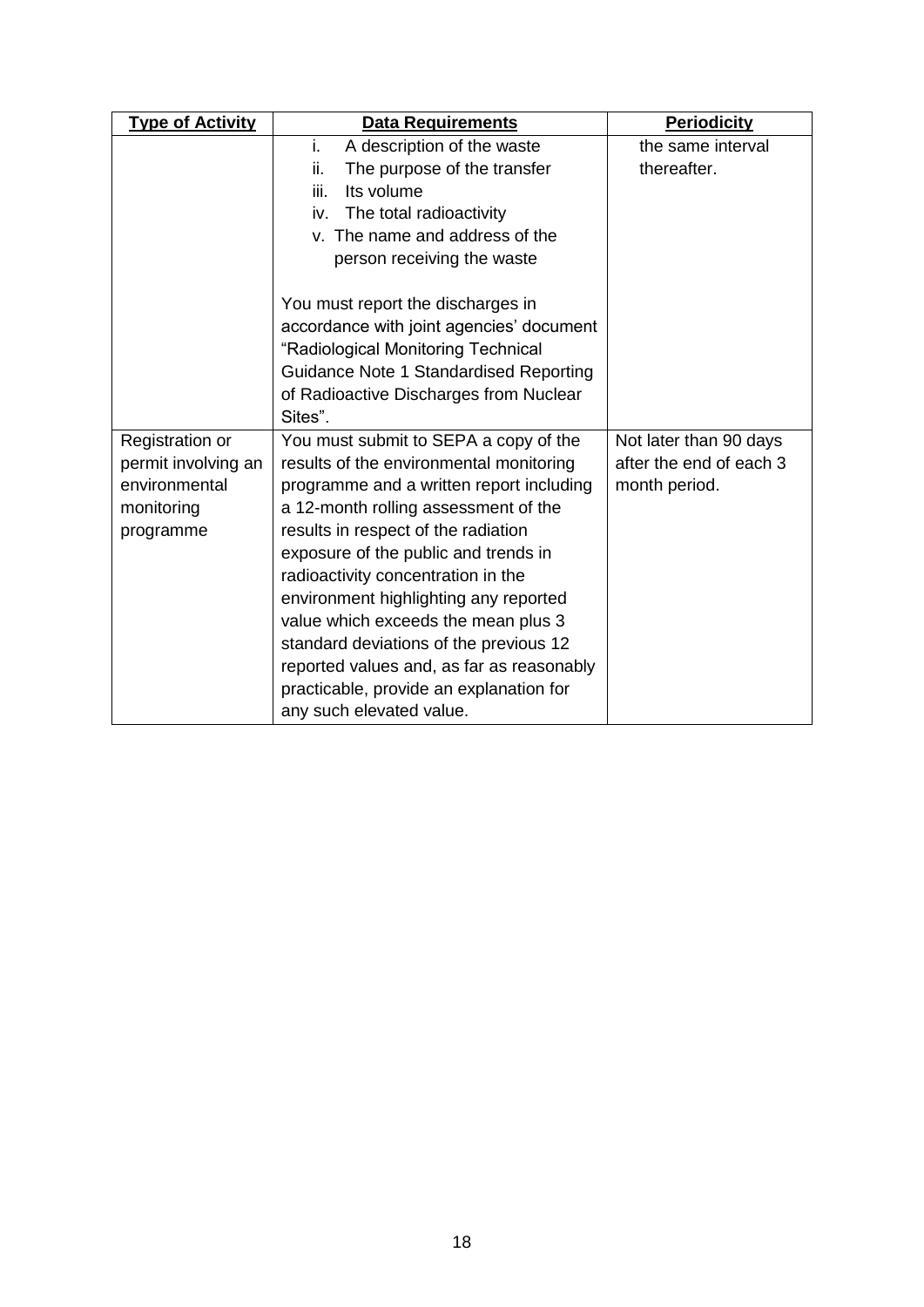| Type of Activity | Data Requirements | Periodicity |
| --- | --- | --- |
| | i. A description of the waste<br>ii. The purpose of the transfer<br>iii. Its volume<br>iv. The total radioactivity<br>v. The name and address of the person receiving the waste<br><br>You must report the discharges in accordance with joint agencies' document "Radiological Monitoring Technical Guidance Note 1 Standardised Reporting of Radioactive Discharges from Nuclear Sites". | the same interval thereafter. |
| Registration or permit involving an environmental monitoring programme | You must submit to SEPA a copy of the results of the environmental monitoring programme and a written report including a 12-month rolling assessment of the results in respect of the radiation exposure of the public and trends in radioactivity concentration in the environment highlighting any reported value which exceeds the mean plus 3 standard deviations of the previous 12 reported values and, as far as reasonably practicable, provide an explanation for any such elevated value. | Not later than 90 days after the end of each 3 month period. |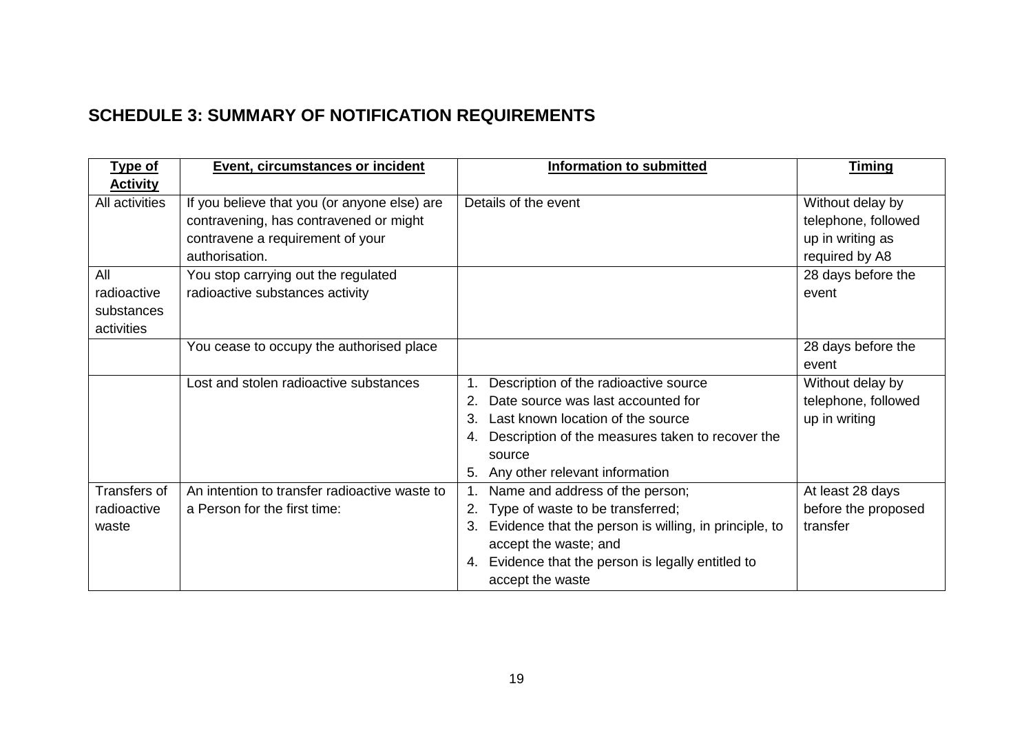## SCHEDULE 3: SUMMARY OF NOTIFICATION REQUIREMENTS

| Type of Activity | Event, circumstances or incident | Information to submitted | Timing |
|---|---|---|---|
| All activities | If you believe that you (or anyone else) are contravening, has contravened or might contravene a requirement of your authorisation. | Details of the event | Without delay by telephone, followed up in writing as required by A8 |
| All radioactive substances activities | You stop carrying out the regulated radioactive substances activity | | 28 days before the event |
| | You cease to occupy the authorised place | | 28 days before the event |
| | Lost and stolen radioactive substances | 1. Description of the radioactive source<br>2. Date source was last accounted for<br>3. Last known location of the source<br>4. Description of the measures taken to recover the source<br>5. Any other relevant information | Without delay by telephone, followed up in writing |
| Transfers of radioactive waste | An intention to transfer radioactive waste to a Person for the first time: | 1. Name and address of the person;<br>2. Type of waste to be transferred;<br>3. Evidence that the person is willing, in principle, to accept the waste; and<br>4. Evidence that the person is legally entitled to accept the waste | At least 28 days before the proposed transfer |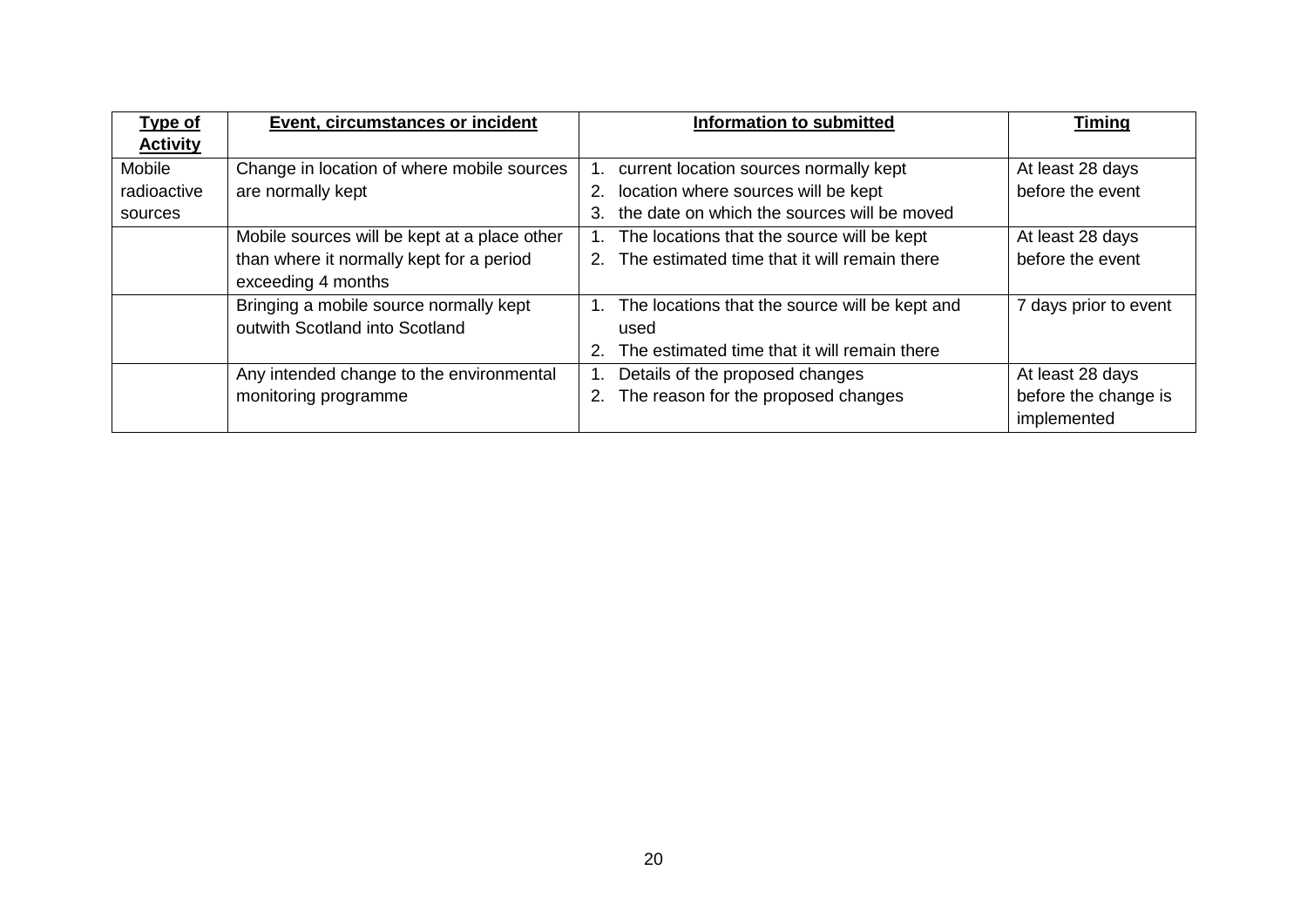| **Type of Activity** | **Event, circumstances or incident** | **Information to submitted** | **Timing** |
|---|---|---|---|
| Mobile radioactive sources | Change in location of where mobile sources are normally kept | 1. current location sources normally kept<br>2. location where sources will be kept<br>3. the date on which the sources will be moved | At least 28 days before the event |
| | Mobile sources will be kept at a place other than where it normally kept for a period exceeding 4 months | 1. The locations that the source will be kept<br>2. The estimated time that it will remain there | At least 28 days before the event |
| | Bringing a mobile source normally kept outwith Scotland into Scotland | 1. The locations that the source will be kept and used<br>2. The estimated time that it will remain there | 7 days prior to event |
| | Any intended change to the environmental monitoring programme | 1. Details of the proposed changes<br>2. The reason for the proposed changes | At least 28 days before the change is implemented |